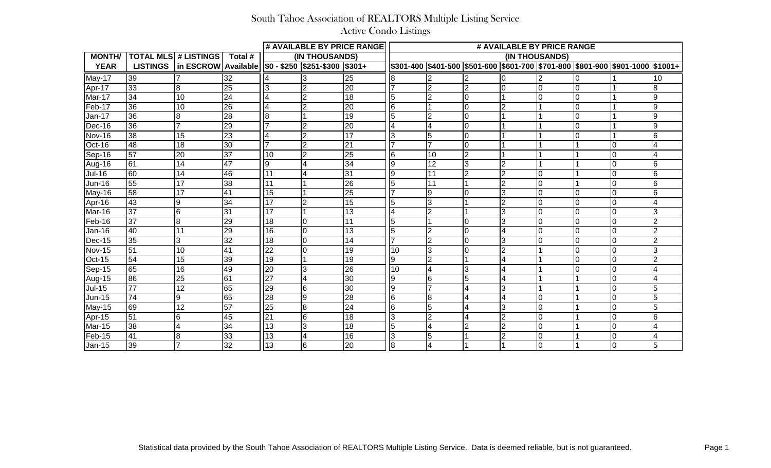# South Tahoe Association of REALTORS Multiple Listing Service

## Active Condo Listings

| MONTH/ YEAR | TOTAL MLS LISTINGS | # LISTINGS in ESCROW | Total # Available | # AVAILABLE BY PRICE RANGE (IN THOUSANDS) | | | # AVAILABLE BY PRICE RANGE (IN THOUSANDS) | | | | | | | |
|---|---|---|---|---|---|---|---|---|---|---|---|---|---|---|
| | | | | $0 - $250 | $251-$300 | $301+ | $301-400 | $401-500 | $501-600 | $601-700 | $701-800 | $801-900 | $901-1000 | $1001+ |
| May-17 | 39 | 7 | 32 | 4 | 3 | 25 | 8 | 2 | 2 | 0 | 2 | 0 | 1 | 10 |
| Apr-17 | 33 | 8 | 25 | 3 | 2 | 20 | 7 | 2 | 2 | 0 | 0 | 0 | 1 | 8 |
| Mar-17 | 34 | 10 | 24 | 4 | 2 | 18 | 5 | 2 | 0 | 1 | 0 | 0 | 1 | 9 |
| Feb-17 | 36 | 10 | 26 | 4 | 2 | 20 | 6 | 1 | 0 | 2 | 1 | 0 | 1 | 9 |
| Jan-17 | 36 | 8 | 28 | 8 | 1 | 19 | 5 | 2 | 0 | 1 | 1 | 0 | 1 | 9 |
| Dec-16 | 36 | 7 | 29 | 7 | 2 | 20 | 4 | 4 | 0 | 1 | 1 | 0 | 1 | 9 |
| Nov-16 | 38 | 15 | 23 | 4 | 2 | 17 | 3 | 5 | 0 | 1 | 1 | 0 | 1 | 6 |
| Oct-16 | 48 | 18 | 30 | 7 | 2 | 21 | 7 | 7 | 0 | 1 | 1 | 1 | 0 | 4 |
| Sep-16 | 57 | 20 | 37 | 10 | 2 | 25 | 6 | 10 | 2 | 1 | 1 | 1 | 0 | 4 |
| Aug-16 | 61 | 14 | 47 | 9 | 4 | 34 | 9 | 12 | 3 | 2 | 1 | 1 | 0 | 6 |
| Jul-16 | 60 | 14 | 46 | 11 | 4 | 31 | 9 | 11 | 2 | 2 | 0 | 1 | 0 | 6 |
| Jun-16 | 55 | 17 | 38 | 11 | 1 | 26 | 5 | 11 | 1 | 2 | 0 | 1 | 0 | 6 |
| May-16 | 58 | 17 | 41 | 15 | 1 | 25 | 7 | 9 | 0 | 3 | 0 | 0 | 0 | 6 |
| Apr-16 | 43 | 9 | 34 | 17 | 2 | 15 | 5 | 3 | 1 | 2 | 0 | 0 | 0 | 4 |
| Mar-16 | 37 | 6 | 31 | 17 | 1 | 13 | 4 | 2 | 1 | 3 | 0 | 0 | 0 | 3 |
| Feb-16 | 37 | 8 | 29 | 18 | 0 | 11 | 5 | 1 | 0 | 3 | 0 | 0 | 0 | 2 |
| Jan-16 | 40 | 11 | 29 | 16 | 0 | 13 | 5 | 2 | 0 | 4 | 0 | 0 | 0 | 2 |
| Dec-15 | 35 | 3 | 32 | 18 | 0 | 14 | 7 | 2 | 0 | 3 | 0 | 0 | 0 | 2 |
| Nov-15 | 51 | 10 | 41 | 22 | 0 | 19 | 10 | 3 | 0 | 2 | 1 | 0 | 0 | 3 |
| Oct-15 | 54 | 15 | 39 | 19 | 1 | 19 | 9 | 2 | 1 | 4 | 1 | 0 | 0 | 2 |
| Sep-15 | 65 | 16 | 49 | 20 | 3 | 26 | 10 | 4 | 3 | 4 | 1 | 0 | 0 | 4 |
| Aug-15 | 86 | 25 | 61 | 27 | 4 | 30 | 9 | 6 | 5 | 4 | 1 | 1 | 0 | 4 |
| Jul-15 | 77 | 12 | 65 | 29 | 6 | 30 | 9 | 7 | 4 | 3 | 1 | 1 | 0 | 5 |
| Jun-15 | 74 | 9 | 65 | 28 | 9 | 28 | 6 | 8 | 4 | 4 | 0 | 1 | 0 | 5 |
| May-15 | 69 | 12 | 57 | 25 | 8 | 24 | 6 | 5 | 4 | 3 | 0 | 1 | 0 | 5 |
| Apr-15 | 51 | 6 | 45 | 21 | 6 | 18 | 3 | 2 | 4 | 2 | 0 | 1 | 0 | 6 |
| Mar-15 | 38 | 4 | 34 | 13 | 3 | 18 | 5 | 4 | 2 | 2 | 0 | 1 | 0 | 4 |
| Feb-15 | 41 | 8 | 33 | 13 | 4 | 16 | 3 | 5 | 1 | 2 | 0 | 1 | 0 | 4 |
| Jan-15 | 39 | 7 | 32 | 13 | 6 | 20 | 8 | 4 | 1 | 1 | 0 | 1 | 0 | 5 |

Statistical data provided by the South Tahoe Association of REALTORS Multiple Listing Service. Data is deemed reliable, but is not guaranteed.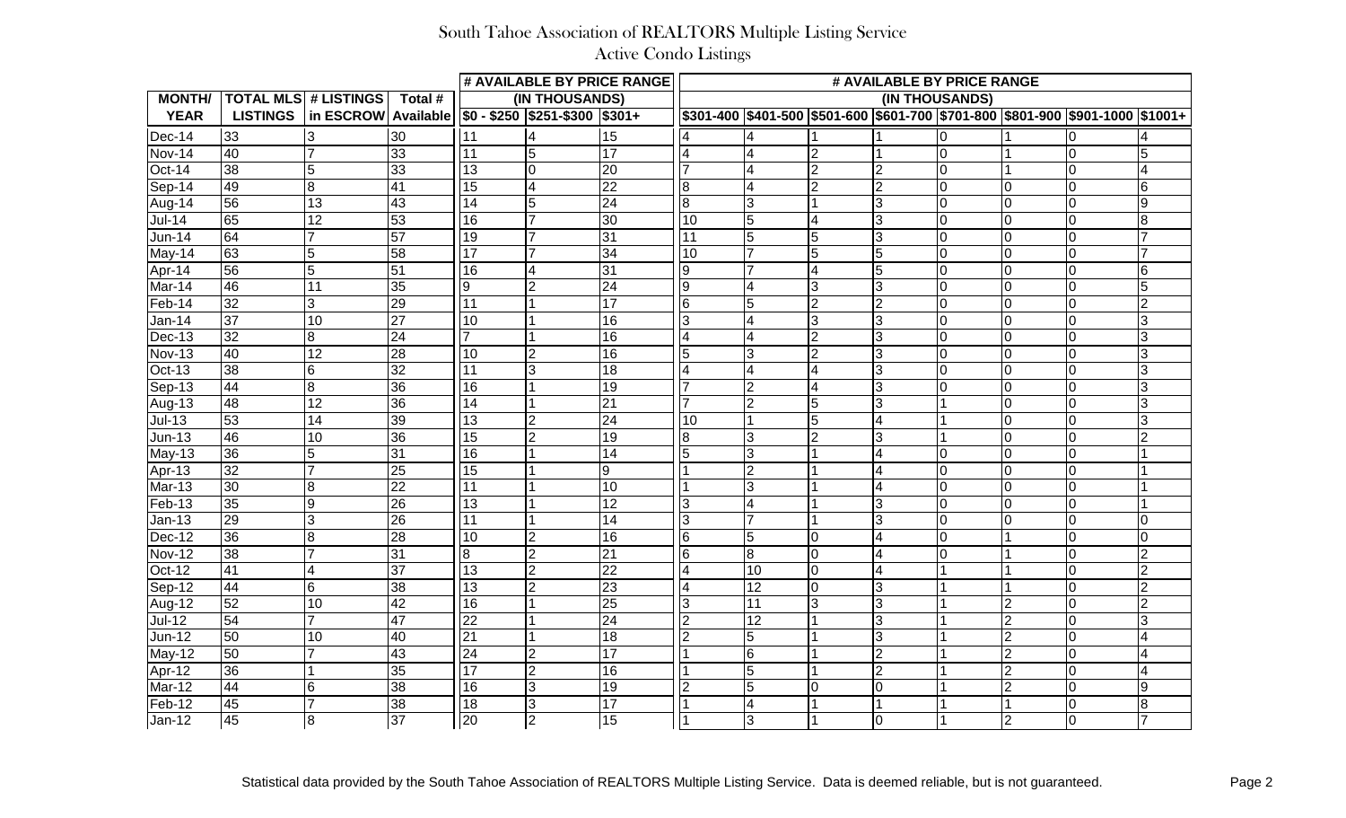# South Tahoe Association of REALTORS Multiple Listing Service

## Active Condo Listings

| MONTH/ YEAR | TOTAL MLS LISTINGS | # LISTINGS in ESCROW | Total # Available | # AVAILABLE BY PRICE RANGE (IN THOUSANDS) | | | # AVAILABLE BY PRICE RANGE (IN THOUSANDS) | | | | | | | |
|---|---|---|---|---|---|---|---|---|---|---|---|---|---|---|
| | | | | $0 - $250 | $251-$300 | $301+ | $301-400 | $401-500 | $501-600 | $601-700 | $701-800 | $801-900 | $901-1000 | $1001+ |
| Dec-14 | 33 | 3 | 30 | 11 | 4 | 15 | 4 | 4 | 1 | 1 | 0 | 1 | 0 | 4 |
| Nov-14 | 40 | 7 | 33 | 11 | 5 | 17 | 4 | 4 | 2 | 1 | 0 | 1 | 0 | 5 |
| Oct-14 | 38 | 5 | 33 | 13 | 0 | 20 | 7 | 4 | 2 | 2 | 0 | 1 | 0 | 4 |
| Sep-14 | 49 | 8 | 41 | 15 | 4 | 22 | 8 | 4 | 2 | 2 | 0 | 0 | 0 | 6 |
| Aug-14 | 56 | 13 | 43 | 14 | 5 | 24 | 8 | 3 | 1 | 3 | 0 | 0 | 0 | 9 |
| Jul-14 | 65 | 12 | 53 | 16 | 7 | 30 | 10 | 5 | 4 | 3 | 0 | 0 | 0 | 8 |
| Jun-14 | 64 | 7 | 57 | 19 | 7 | 31 | 11 | 5 | 5 | 3 | 0 | 0 | 0 | 7 |
| May-14 | 63 | 5 | 58 | 17 | 7 | 34 | 10 | 7 | 5 | 5 | 0 | 0 | 0 | 7 |
| Apr-14 | 56 | 5 | 51 | 16 | 4 | 31 | 9 | 7 | 4 | 5 | 0 | 0 | 0 | 6 |
| Mar-14 | 46 | 11 | 35 | 9 | 2 | 24 | 9 | 4 | 3 | 3 | 0 | 0 | 0 | 5 |
| Feb-14 | 32 | 3 | 29 | 11 | 1 | 17 | 6 | 5 | 2 | 2 | 0 | 0 | 0 | 2 |
| Jan-14 | 37 | 10 | 27 | 10 | 1 | 16 | 3 | 4 | 3 | 3 | 0 | 0 | 0 | 3 |
| Dec-13 | 32 | 8 | 24 | 7 | 1 | 16 | 4 | 4 | 2 | 3 | 0 | 0 | 0 | 3 |
| Nov-13 | 40 | 12 | 28 | 10 | 2 | 16 | 5 | 3 | 2 | 3 | 0 | 0 | 0 | 3 |
| Oct-13 | 38 | 6 | 32 | 11 | 3 | 18 | 4 | 4 | 4 | 3 | 0 | 0 | 0 | 3 |
| Sep-13 | 44 | 8 | 36 | 16 | 1 | 19 | 7 | 2 | 4 | 3 | 0 | 0 | 0 | 3 |
| Aug-13 | 48 | 12 | 36 | 14 | 1 | 21 | 7 | 2 | 5 | 3 | 1 | 0 | 0 | 3 |
| Jul-13 | 53 | 14 | 39 | 13 | 2 | 24 | 10 | 1 | 5 | 4 | 1 | 0 | 0 | 3 |
| Jun-13 | 46 | 10 | 36 | 15 | 2 | 19 | 8 | 3 | 2 | 3 | 1 | 0 | 0 | 2 |
| May-13 | 36 | 5 | 31 | 16 | 1 | 14 | 5 | 3 | 1 | 4 | 0 | 0 | 0 | 1 |
| Apr-13 | 32 | 7 | 25 | 15 | 1 | 9 | 1 | 2 | 1 | 4 | 0 | 0 | 0 | 1 |
| Mar-13 | 30 | 8 | 22 | 11 | 1 | 10 | 1 | 3 | 1 | 4 | 0 | 0 | 0 | 1 |
| Feb-13 | 35 | 9 | 26 | 13 | 1 | 12 | 3 | 4 | 1 | 3 | 0 | 0 | 0 | 1 |
| Jan-13 | 29 | 3 | 26 | 11 | 1 | 14 | 3 | 7 | 1 | 3 | 0 | 0 | 0 | 0 |
| Dec-12 | 36 | 8 | 28 | 10 | 2 | 16 | 6 | 5 | 0 | 4 | 0 | 1 | 0 | 0 |
| Nov-12 | 38 | 7 | 31 | 8 | 2 | 21 | 6 | 8 | 0 | 4 | 0 | 1 | 0 | 2 |
| Oct-12 | 41 | 4 | 37 | 13 | 2 | 22 | 4 | 10 | 0 | 4 | 1 | 1 | 0 | 2 |
| Sep-12 | 44 | 6 | 38 | 13 | 2 | 23 | 4 | 12 | 0 | 3 | 1 | 1 | 0 | 2 |
| Aug-12 | 52 | 10 | 42 | 16 | 1 | 25 | 3 | 11 | 3 | 3 | 1 | 2 | 0 | 2 |
| Jul-12 | 54 | 7 | 47 | 22 | 1 | 24 | 2 | 12 | 1 | 3 | 1 | 2 | 0 | 3 |
| Jun-12 | 50 | 10 | 40 | 21 | 1 | 18 | 2 | 5 | 1 | 3 | 1 | 2 | 0 | 4 |
| May-12 | 50 | 7 | 43 | 24 | 2 | 17 | 1 | 6 | 1 | 2 | 1 | 2 | 0 | 4 |
| Apr-12 | 36 | 1 | 35 | 17 | 2 | 16 | 1 | 5 | 1 | 2 | 1 | 2 | 0 | 4 |
| Mar-12 | 44 | 6 | 38 | 16 | 3 | 19 | 2 | 5 | 0 | 0 | 1 | 2 | 0 | 9 |
| Feb-12 | 45 | 7 | 38 | 18 | 3 | 17 | 1 | 4 | 1 | 1 | 1 | 1 | 0 | 8 |
| Jan-12 | 45 | 8 | 37 | 20 | 2 | 15 | 1 | 3 | 1 | 0 | 1 | 2 | 0 | 7 |

Statistical data provided by the South Tahoe Association of REALTORS Multiple Listing Service. Data is deemed reliable, but is not guaranteed.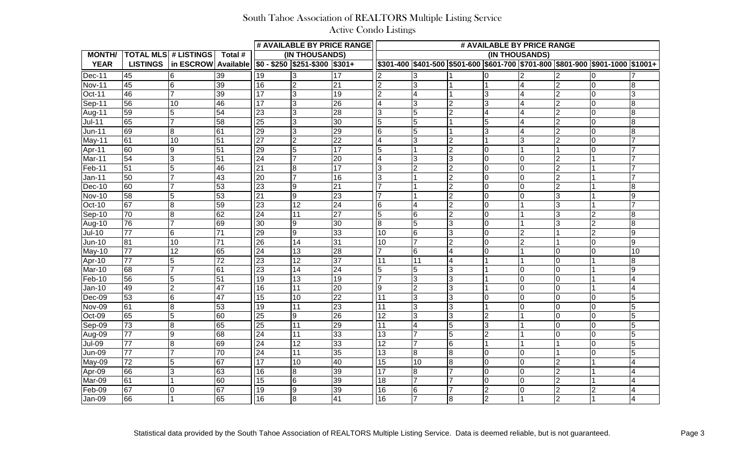# South Tahoe Association of REALTORS Multiple Listing Service

## Active Condo Listings

| MONTH/ YEAR | TOTAL MLS LISTINGS | # LISTINGS in ESCROW | Total # Available | # AVAILABLE BY PRICE RANGE (IN THOUSANDS) | | | # AVAILABLE BY PRICE RANGE (IN THOUSANDS) | | | | | | | |
|---|---|---|---|---|---|---|---|---|---|---|---|---|---|---|
| | | | | $0 - $250 | $251-$300 | $301+ | $301-400 | $401-500 | $501-600 | $601-700 | $701-800 | $801-900 | $901-1000 | $1001+ |
| Dec-11 | 45 | 6 | 39 | 19 | 3 | 17 | 2 | 3 | 1 | 0 | 2 | 2 | 0 | 7 |
| Nov-11 | 45 | 6 | 39 | 16 | 2 | 21 | 2 | 3 | 1 | 1 | 4 | 2 | 0 | 8 |
| Oct-11 | 46 | 7 | 39 | 17 | 3 | 19 | 2 | 4 | 1 | 3 | 4 | 2 | 0 | 3 |
| Sep-11 | 56 | 10 | 46 | 17 | 3 | 26 | 4 | 3 | 2 | 3 | 4 | 2 | 0 | 8 |
| Aug-11 | 59 | 5 | 54 | 23 | 3 | 28 | 3 | 5 | 2 | 4 | 4 | 2 | 0 | 8 |
| Jul-11 | 65 | 7 | 58 | 25 | 3 | 30 | 5 | 5 | 1 | 5 | 4 | 2 | 0 | 8 |
| Jun-11 | 69 | 8 | 61 | 29 | 3 | 29 | 6 | 5 | 1 | 3 | 4 | 2 | 0 | 8 |
| May-11 | 61 | 10 | 51 | 27 | 2 | 22 | 4 | 3 | 2 | 1 | 3 | 2 | 0 | 7 |
| Apr-11 | 60 | 9 | 51 | 29 | 5 | 17 | 5 | 1 | 2 | 0 | 1 | 1 | 0 | 7 |
| Mar-11 | 54 | 3 | 51 | 24 | 7 | 20 | 4 | 3 | 3 | 0 | 0 | 2 | 1 | 7 |
| Feb-11 | 51 | 5 | 46 | 21 | 8 | 17 | 3 | 2 | 2 | 0 | 0 | 2 | 1 | 7 |
| Jan-11 | 50 | 7 | 43 | 20 | 7 | 16 | 3 | 1 | 2 | 0 | 0 | 2 | 1 | 7 |
| Dec-10 | 60 | 7 | 53 | 23 | 9 | 21 | 7 | 1 | 2 | 0 | 0 | 2 | 1 | 8 |
| Nov-10 | 58 | 5 | 53 | 21 | 9 | 23 | 7 | 1 | 2 | 0 | 0 | 3 | 1 | 9 |
| Oct-10 | 67 | 8 | 59 | 23 | 12 | 24 | 6 | 4 | 2 | 0 | 1 | 3 | 1 | 7 |
| Sep-10 | 70 | 8 | 62 | 24 | 11 | 27 | 5 | 6 | 2 | 0 | 1 | 3 | 2 | 8 |
| Aug-10 | 76 | 7 | 69 | 30 | 9 | 30 | 8 | 5 | 3 | 0 | 1 | 3 | 2 | 8 |
| Jul-10 | 77 | 6 | 71 | 29 | 9 | 33 | 10 | 6 | 3 | 0 | 2 | 1 | 2 | 9 |
| Jun-10 | 81 | 10 | 71 | 26 | 14 | 31 | 10 | 7 | 2 | 0 | 2 | 1 | 0 | 9 |
| May-10 | 77 | 12 | 65 | 24 | 13 | 28 | 7 | 6 | 4 | 0 | 1 | 0 | 0 | 10 |
| Apr-10 | 77 | 5 | 72 | 23 | 12 | 37 | 11 | 11 | 4 | 1 | 1 | 0 | 1 | 8 |
| Mar-10 | 68 | 7 | 61 | 23 | 14 | 24 | 5 | 5 | 3 | 1 | 0 | 0 | 1 | 9 |
| Feb-10 | 56 | 5 | 51 | 19 | 13 | 19 | 7 | 3 | 3 | 1 | 0 | 0 | 1 | 4 |
| Jan-10 | 49 | 2 | 47 | 16 | 11 | 20 | 9 | 2 | 3 | 1 | 0 | 0 | 1 | 4 |
| Dec-09 | 53 | 6 | 47 | 15 | 10 | 22 | 11 | 3 | 3 | 0 | 0 | 0 | 0 | 5 |
| Nov-09 | 61 | 8 | 53 | 19 | 11 | 23 | 11 | 3 | 3 | 1 | 0 | 0 | 0 | 5 |
| Oct-09 | 65 | 5 | 60 | 25 | 9 | 26 | 12 | 3 | 3 | 2 | 1 | 0 | 0 | 5 |
| Sep-09 | 73 | 8 | 65 | 25 | 11 | 29 | 11 | 4 | 5 | 3 | 1 | 0 | 0 | 5 |
| Aug-09 | 77 | 9 | 68 | 24 | 11 | 33 | 13 | 7 | 5 | 2 | 1 | 0 | 0 | 5 |
| Jul-09 | 77 | 8 | 69 | 24 | 12 | 33 | 12 | 7 | 6 | 1 | 1 | 1 | 0 | 5 |
| Jun-09 | 77 | 7 | 70 | 24 | 11 | 35 | 13 | 8 | 8 | 0 | 0 | 1 | 0 | 5 |
| May-09 | 72 | 5 | 67 | 17 | 10 | 40 | 15 | 10 | 8 | 0 | 0 | 2 | 1 | 4 |
| Apr-09 | 66 | 3 | 63 | 16 | 8 | 39 | 17 | 8 | 7 | 0 | 0 | 2 | 1 | 4 |
| Mar-09 | 61 | 1 | 60 | 15 | 6 | 39 | 18 | 7 | 7 | 0 | 0 | 2 | 1 | 4 |
| Feb-09 | 67 | 0 | 67 | 19 | 9 | 39 | 16 | 6 | 7 | 2 | 0 | 2 | 2 | 4 |
| Jan-09 | 66 | 1 | 65 | 16 | 8 | 41 | 16 | 7 | 8 | 2 | 1 | 2 | 1 | 4 |

Statistical data provided by the South Tahoe Association of REALTORS Multiple Listing Service. Data is deemed reliable, but is not guaranteed.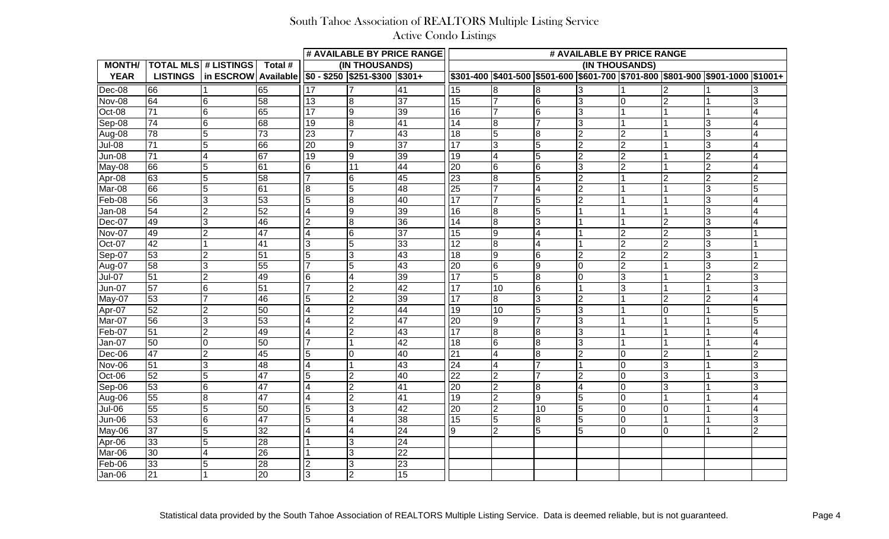# South Tahoe Association of REALTORS Multiple Listing Service

## Active Condo Listings

| MONTH/ YEAR | TOTAL MLS LISTINGS | # LISTINGS in ESCROW | Total # Available | # AVAILABLE BY PRICE RANGE (IN THOUSANDS) | | | # AVAILABLE BY PRICE RANGE (IN THOUSANDS) | | | | | | | |
|---|---|---|---|---|---|---|---|---|---|---|---|---|---|---|
| | | | | $0 - $250 | $251-$300 | $301+ | $301-400 | $401-500 | $501-600 | $601-700 | $701-800 | $801-900 | $901-1000 | $1001+ |
| Dec-08 | 66 | 1 | 65 | 17 | 7 | 41 | 15 | 8 | 8 | 3 | 1 | 2 | 1 | 3 |
| Nov-08 | 64 | 6 | 58 | 13 | 8 | 37 | 15 | 7 | 6 | 3 | 0 | 2 | 1 | 3 |
| Oct-08 | 71 | 6 | 65 | 17 | 9 | 39 | 16 | 7 | 6 | 3 | 1 | 1 | 1 | 4 |
| Sep-08 | 74 | 6 | 68 | 19 | 8 | 41 | 14 | 8 | 7 | 3 | 1 | 1 | 3 | 4 |
| Aug-08 | 78 | 5 | 73 | 23 | 7 | 43 | 18 | 5 | 8 | 2 | 2 | 1 | 3 | 4 |
| Jul-08 | 71 | 5 | 66 | 20 | 9 | 37 | 17 | 3 | 5 | 2 | 2 | 1 | 3 | 4 |
| Jun-08 | 71 | 4 | 67 | 19 | 9 | 39 | 19 | 4 | 5 | 2 | 2 | 1 | 2 | 4 |
| May-08 | 66 | 5 | 61 | 6 | 11 | 44 | 20 | 6 | 6 | 3 | 2 | 1 | 2 | 4 |
| Apr-08 | 63 | 5 | 58 | 7 | 6 | 45 | 23 | 8 | 5 | 2 | 1 | 2 | 2 | 2 |
| Mar-08 | 66 | 5 | 61 | 8 | 5 | 48 | 25 | 7 | 4 | 2 | 1 | 1 | 3 | 5 |
| Feb-08 | 56 | 3 | 53 | 5 | 8 | 40 | 17 | 7 | 5 | 2 | 1 | 1 | 3 | 4 |
| Jan-08 | 54 | 2 | 52 | 4 | 9 | 39 | 16 | 8 | 5 | 1 | 1 | 1 | 3 | 4 |
| Dec-07 | 49 | 3 | 46 | 2 | 8 | 36 | 14 | 8 | 3 | 1 | 1 | 2 | 3 | 4 |
| Nov-07 | 49 | 2 | 47 | 4 | 6 | 37 | 15 | 9 | 4 | 1 | 2 | 2 | 3 | 1 |
| Oct-07 | 42 | 1 | 41 | 3 | 5 | 33 | 12 | 8 | 4 | 1 | 2 | 2 | 3 | 1 |
| Sep-07 | 53 | 2 | 51 | 5 | 3 | 43 | 18 | 9 | 6 | 2 | 2 | 2 | 3 | 1 |
| Aug-07 | 58 | 3 | 55 | 7 | 5 | 43 | 20 | 6 | 9 | 0 | 2 | 1 | 3 | 2 |
| Jul-07 | 51 | 2 | 49 | 6 | 4 | 39 | 17 | 5 | 8 | 0 | 3 | 1 | 2 | 3 |
| Jun-07 | 57 | 6 | 51 | 7 | 2 | 42 | 17 | 10 | 6 | 1 | 3 | 1 | 1 | 3 |
| May-07 | 53 | 7 | 46 | 5 | 2 | 39 | 17 | 8 | 3 | 2 | 1 | 2 | 2 | 4 |
| Apr-07 | 52 | 2 | 50 | 4 | 2 | 44 | 19 | 10 | 5 | 3 | 1 | 0 | 1 | 5 |
| Mar-07 | 56 | 3 | 53 | 4 | 2 | 47 | 20 | 9 | 7 | 3 | 1 | 1 | 1 | 5 |
| Feb-07 | 51 | 2 | 49 | 4 | 2 | 43 | 17 | 8 | 8 | 3 | 1 | 1 | 1 | 4 |
| Jan-07 | 50 | 0 | 50 | 7 | 1 | 42 | 18 | 6 | 8 | 3 | 1 | 1 | 1 | 4 |
| Dec-06 | 47 | 2 | 45 | 5 | 0 | 40 | 21 | 4 | 8 | 2 | 0 | 2 | 1 | 2 |
| Nov-06 | 51 | 3 | 48 | 4 | 1 | 43 | 24 | 4 | 7 | 1 | 0 | 3 | 1 | 3 |
| Oct-06 | 52 | 5 | 47 | 5 | 2 | 40 | 22 | 2 | 7 | 2 | 0 | 3 | 1 | 3 |
| Sep-06 | 53 | 6 | 47 | 4 | 2 | 41 | 20 | 2 | 8 | 4 | 0 | 3 | 1 | 3 |
| Aug-06 | 55 | 8 | 47 | 4 | 2 | 41 | 19 | 2 | 9 | 5 | 0 | 1 | 1 | 4 |
| Jul-06 | 55 | 5 | 50 | 5 | 3 | 42 | 20 | 2 | 10 | 5 | 0 | 0 | 1 | 4 |
| Jun-06 | 53 | 6 | 47 | 5 | 4 | 38 | 15 | 5 | 8 | 5 | 0 | 1 | 1 | 3 |
| May-06 | 37 | 5 | 32 | 4 | 4 | 24 | 9 | 2 | 5 | 5 | 0 | 0 | 1 | 2 |
| Apr-06 | 33 | 5 | 28 | 1 | 3 | 24 | | | | | | | | |
| Mar-06 | 30 | 4 | 26 | 1 | 3 | 22 | | | | | | | | |
| Feb-06 | 33 | 5 | 28 | 2 | 3 | 23 | | | | | | | | |
| Jan-06 | 21 | 1 | 20 | 3 | 2 | 15 | | | | | | | | |

Statistical data provided by the South Tahoe Association of REALTORS Multiple Listing Service. Data is deemed reliable, but is not guaranteed.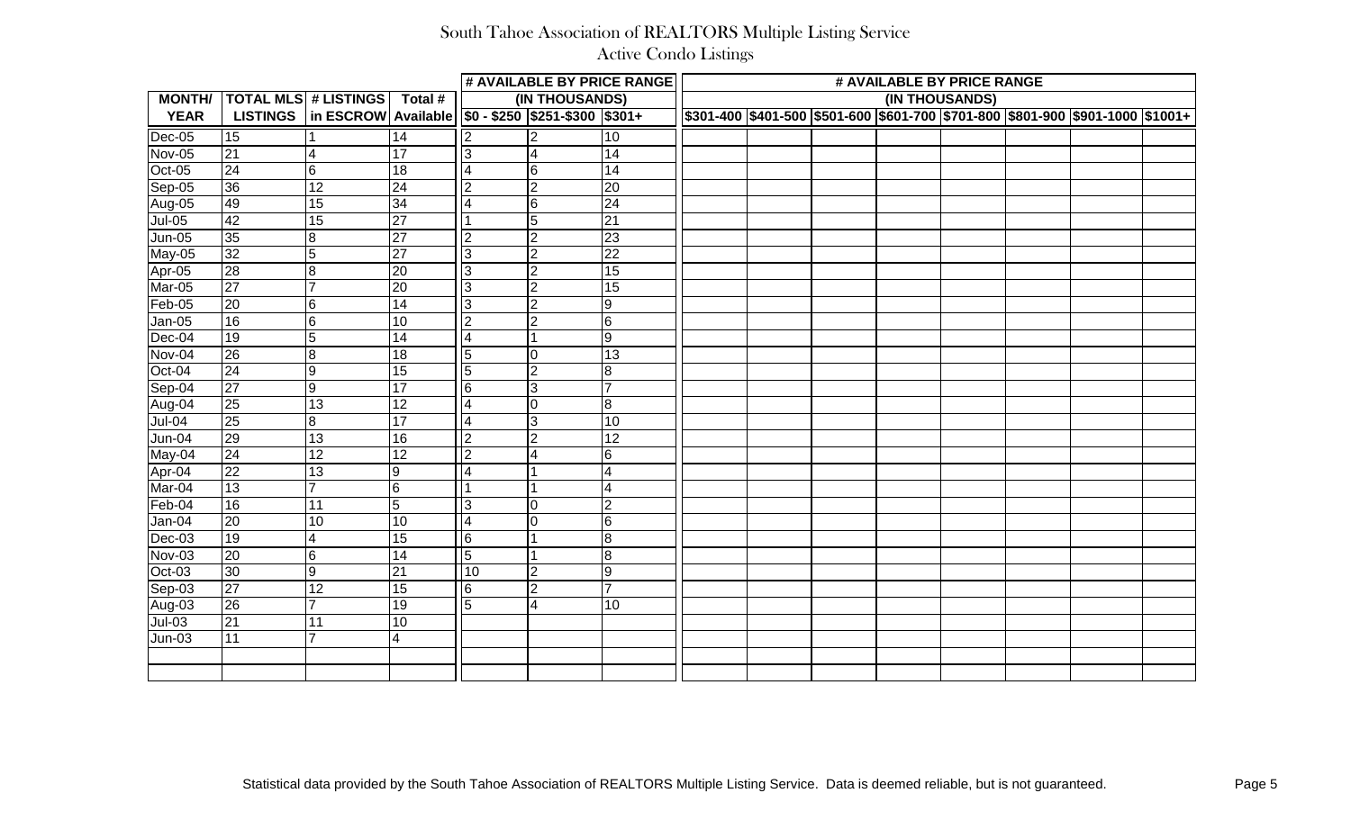# South Tahoe Association of REALTORS Multiple Listing Service

## Active Condo Listings

| MONTH/ YEAR | TOTAL MLS LISTINGS | # LISTINGS in ESCROW | Total # Available | # AVAILABLE BY PRICE RANGE (IN THOUSANDS) | | | # AVAILABLE BY PRICE RANGE (IN THOUSANDS) | | | | | | | |
|---|---|---|---|---|---|---|---|---|---|---|---|---|---|---|
| | | | | $0 - $250 | $251-$300 | $301+ | $301-400 | $401-500 | $501-600 | $601-700 | $701-800 | $801-900 | $901-1000 | $1001+ |
| Dec-05 | 15 | 1 | 14 | 2 | 2 | 10 | | | | | | | | |
| Nov-05 | 21 | 4 | 17 | 3 | 4 | 14 | | | | | | | | |
| Oct-05 | 24 | 6 | 18 | 4 | 6 | 14 | | | | | | | | |
| Sep-05 | 36 | 12 | 24 | 2 | 2 | 20 | | | | | | | | |
| Aug-05 | 49 | 15 | 34 | 4 | 6 | 24 | | | | | | | | |
| Jul-05 | 42 | 15 | 27 | 1 | 5 | 21 | | | | | | | | |
| Jun-05 | 35 | 8 | 27 | 2 | 2 | 23 | | | | | | | | |
| May-05 | 32 | 5 | 27 | 3 | 2 | 22 | | | | | | | | |
| Apr-05 | 28 | 8 | 20 | 3 | 2 | 15 | | | | | | | | |
| Mar-05 | 27 | 7 | 20 | 3 | 2 | 15 | | | | | | | | |
| Feb-05 | 20 | 6 | 14 | 3 | 2 | 9 | | | | | | | | |
| Jan-05 | 16 | 6 | 10 | 2 | 2 | 6 | | | | | | | | |
| Dec-04 | 19 | 5 | 14 | 4 | 1 | 9 | | | | | | | | |
| Nov-04 | 26 | 8 | 18 | 5 | 0 | 13 | | | | | | | | |
| Oct-04 | 24 | 9 | 15 | 5 | 2 | 8 | | | | | | | | |
| Sep-04 | 27 | 9 | 17 | 6 | 3 | 7 | | | | | | | | |
| Aug-04 | 25 | 13 | 12 | 4 | 0 | 8 | | | | | | | | |
| Jul-04 | 25 | 8 | 17 | 4 | 3 | 10 | | | | | | | | |
| Jun-04 | 29 | 13 | 16 | 2 | 2 | 12 | | | | | | | | |
| May-04 | 24 | 12 | 12 | 2 | 4 | 6 | | | | | | | | |
| Apr-04 | 22 | 13 | 9 | 4 | 1 | 4 | | | | | | | | |
| Mar-04 | 13 | 7 | 6 | 1 | 1 | 4 | | | | | | | | |
| Feb-04 | 16 | 11 | 5 | 3 | 0 | 2 | | | | | | | | |
| Jan-04 | 20 | 10 | 10 | 4 | 0 | 6 | | | | | | | | |
| Dec-03 | 19 | 4 | 15 | 6 | 1 | 8 | | | | | | | | |
| Nov-03 | 20 | 6 | 14 | 5 | 1 | 8 | | | | | | | | |
| Oct-03 | 30 | 9 | 21 | 10 | 2 | 9 | | | | | | | | |
| Sep-03 | 27 | 12 | 15 | 6 | 2 | 7 | | | | | | | | |
| Aug-03 | 26 | 7 | 19 | 5 | 4 | 10 | | | | | | | | |
| Jul-03 | 21 | 11 | 10 | | | | | | | | | | | |
| Jun-03 | 11 | 7 | 4 | | | | | | | | | | | |
| | | | | | | | | | | | | | | |
| | | | | | | | | | | | | | | |

Statistical data provided by the South Tahoe Association of REALTORS Multiple Listing Service. Data is deemed reliable, but is not guaranteed.